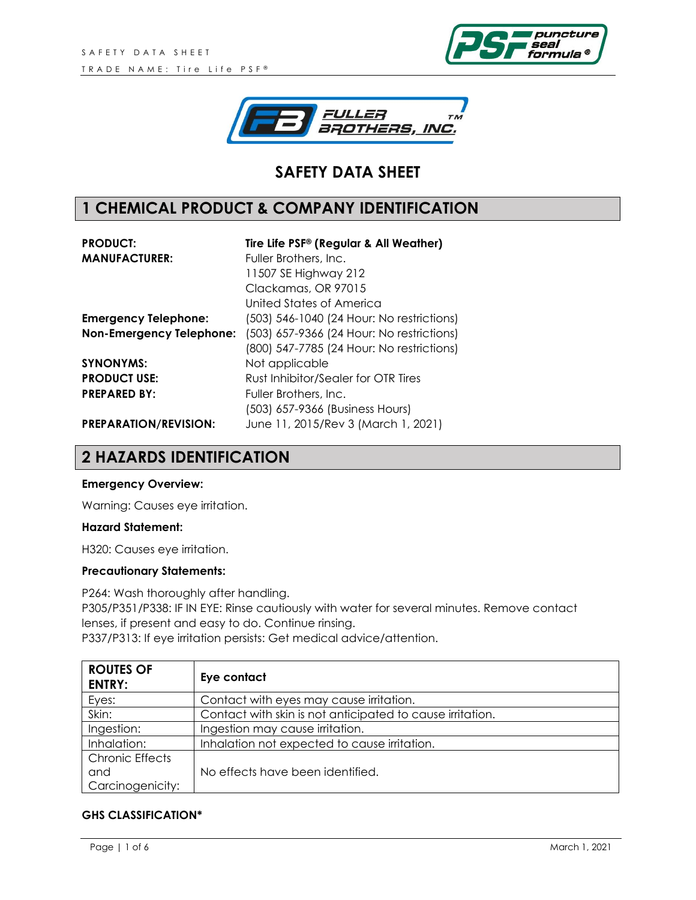# SAFETY DATA SHEET

## 1 CHEMICAL PRODUCT & COMPANY IDENTIFICATION

| | |
|---|---|
| **PRODUCT:** | **Tire Life PSF® (Regular & All Weather)** |
| **MANUFACTURER:** | Fuller Brothers, Inc.<br>11507 SE Highway 212<br>Clackamas, OR 97015<br>United States of America |
| **Emergency Telephone:** | (503) 546-1040 (24 Hour: No restrictions) |
| **Non-Emergency Telephone:** | (503) 657-9366 (24 Hour: No restrictions)<br>(800) 547-7785 (24 Hour: No restrictions) |
| **SYNONYMS:** | Not applicable |
| **PRODUCT USE:** | Rust Inhibitor/Sealer for OTR Tires |
| **PREPARED BY:** | Fuller Brothers, Inc.<br>(503) 657-9366 (Business Hours) |
| **PREPARATION/REVISION:** | June 11, 2015/Rev 3 (March 1, 2021) |

## 2 HAZARDS IDENTIFICATION

**Emergency Overview:**

Warning: Causes eye irritation.

**Hazard Statement:**

H320: Causes eye irritation.

**Precautionary Statements:**

P264: Wash thoroughly after handling.
P305/P351/P338: IF IN EYE: Rinse cautiously with water for several minutes. Remove contact lenses, if present and easy to do. Continue rinsing.
P337/P313: If eye irritation persists: Get medical advice/attention.

| ROUTES OF ENTRY: | Eye contact |
|---|---|
| Eyes: | Contact with eyes may cause irritation. |
| Skin: | Contact with skin is not anticipated to cause irritation. |
| Ingestion: | Ingestion may cause irritation. |
| Inhalation: | Inhalation not expected to cause irritation. |
| Chronic Effects and Carcinogenicity: | No effects have been identified. |

**GHS CLASSIFICATION***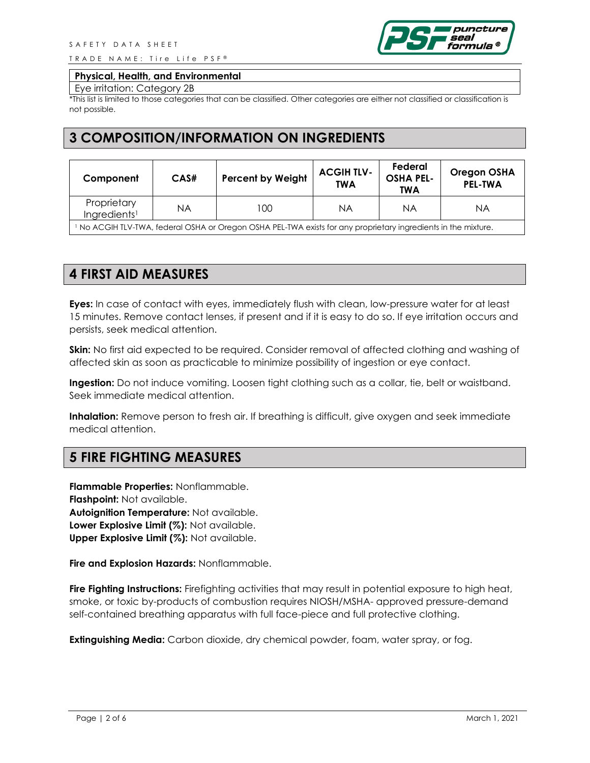| Physical, Health, and Environmental |
| --- |
| Eye irritation: Category 2B |

*This list is limited to those categories that can be classified. Other categories are either not classified or classification is not possible.

## 3 COMPOSITION/INFORMATION ON INGREDIENTS

| Component | CAS# | Percent by Weight | ACGIH TLV-TWA | Federal OSHA PEL-TWA | Oregon OSHA PEL-TWA |
| --- | --- | --- | --- | --- | --- |
| Proprietary Ingredients[1] | NA | 100 | NA | NA | NA |
| [1] No ACGIH TLV-TWA, federal OSHA or Oregon OSHA PEL-TWA exists for any proprietary ingredients in the mixture. | | | | | |

## 4 FIRST AID MEASURES

**Eyes:** In case of contact with eyes, immediately flush with clean, low-pressure water for at least 15 minutes. Remove contact lenses, if present and if it is easy to do so. If eye irritation occurs and persists, seek medical attention.

**Skin:** No first aid expected to be required. Consider removal of affected clothing and washing of affected skin as soon as practicable to minimize possibility of ingestion or eye contact.

**Ingestion:** Do not induce vomiting. Loosen tight clothing such as a collar, tie, belt or waistband. Seek immediate medical attention.

**Inhalation:** Remove person to fresh air. If breathing is difficult, give oxygen and seek immediate medical attention.

## 5 FIRE FIGHTING MEASURES

**Flammable Properties:** Nonflammable.
**Flashpoint:** Not available.
**Autoignition Temperature:** Not available.
**Lower Explosive Limit (%):** Not available.
**Upper Explosive Limit (%):** Not available.

**Fire and Explosion Hazards:** Nonflammable.

**Fire Fighting Instructions:** Firefighting activities that may result in potential exposure to high heat, smoke, or toxic by-products of combustion requires NIOSH/MSHA- approved pressure-demand self-contained breathing apparatus with full face-piece and full protective clothing.

**Extinguishing Media:** Carbon dioxide, dry chemical powder, foam, water spray, or fog.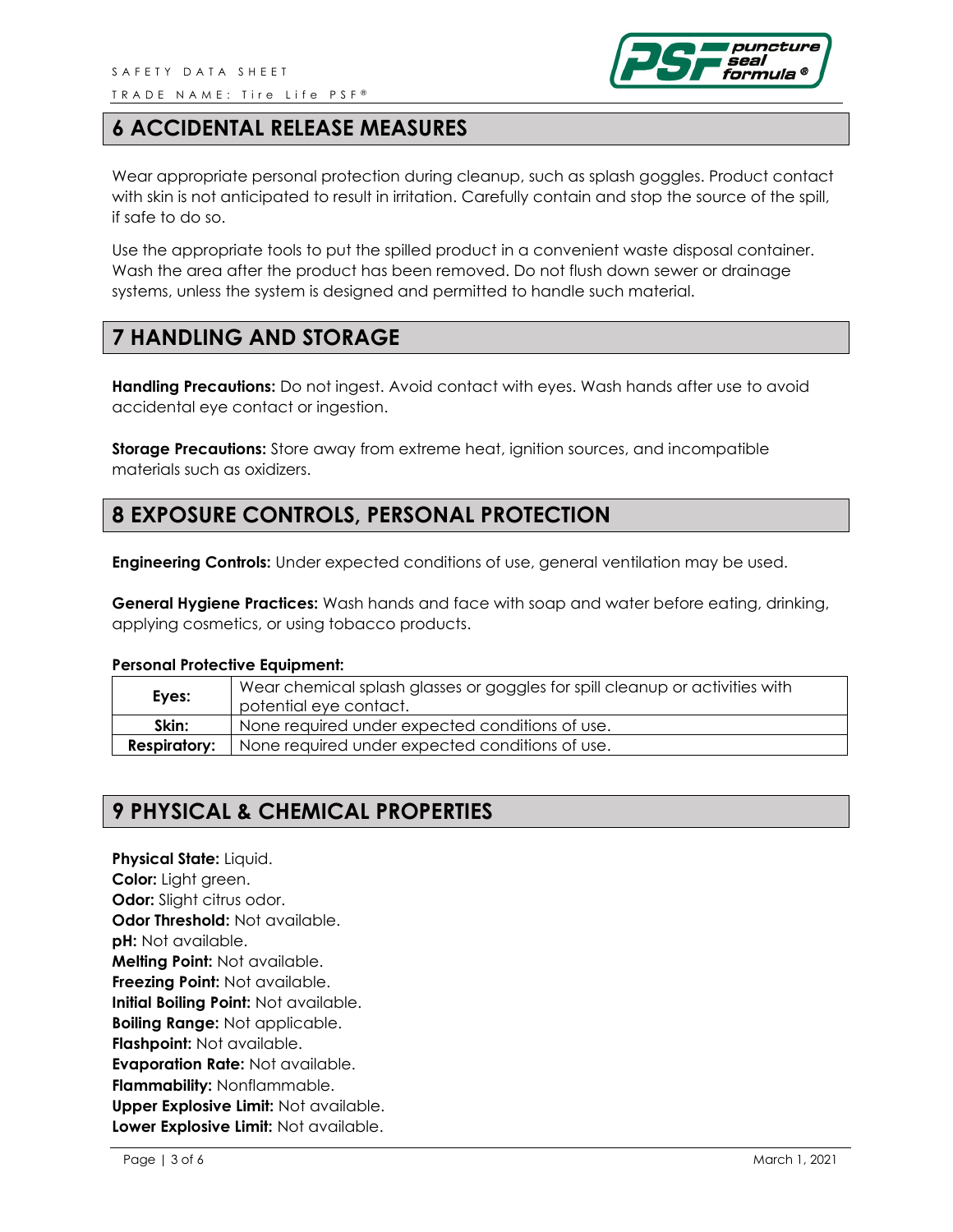## 6 ACCIDENTAL RELEASE MEASURES

Wear appropriate personal protection during cleanup, such as splash goggles. Product contact with skin is not anticipated to result in irritation. Carefully contain and stop the source of the spill, if safe to do so.

Use the appropriate tools to put the spilled product in a convenient waste disposal container. Wash the area after the product has been removed. Do not flush down sewer or drainage systems, unless the system is designed and permitted to handle such material.

## 7 HANDLING AND STORAGE

**Handling Precautions:** Do not ingest. Avoid contact with eyes. Wash hands after use to avoid accidental eye contact or ingestion.

**Storage Precautions:** Store away from extreme heat, ignition sources, and incompatible materials such as oxidizers.

## 8 EXPOSURE CONTROLS, PERSONAL PROTECTION

**Engineering Controls:** Under expected conditions of use, general ventilation may be used.

**General Hygiene Practices:** Wash hands and face with soap and water before eating, drinking, applying cosmetics, or using tobacco products.

**Personal Protective Equipment:**

| | |
|---|---|
| **Eyes:** | Wear chemical splash glasses or goggles for spill cleanup or activities with potential eye contact. |
| **Skin:** | None required under expected conditions of use. |
| **Respiratory:** | None required under expected conditions of use. |

## 9 PHYSICAL & CHEMICAL PROPERTIES

**Physical State:** Liquid.
**Color:** Light green.
**Odor:** Slight citrus odor.
**Odor Threshold:** Not available.
**pH:** Not available.
**Melting Point:** Not available.
**Freezing Point:** Not available.
**Initial Boiling Point:** Not available.
**Boiling Range:** Not applicable.
**Flashpoint:** Not available.
**Evaporation Rate:** Not available.
**Flammability:** Nonflammable.
**Upper Explosive Limit:** Not available.
**Lower Explosive Limit:** Not available.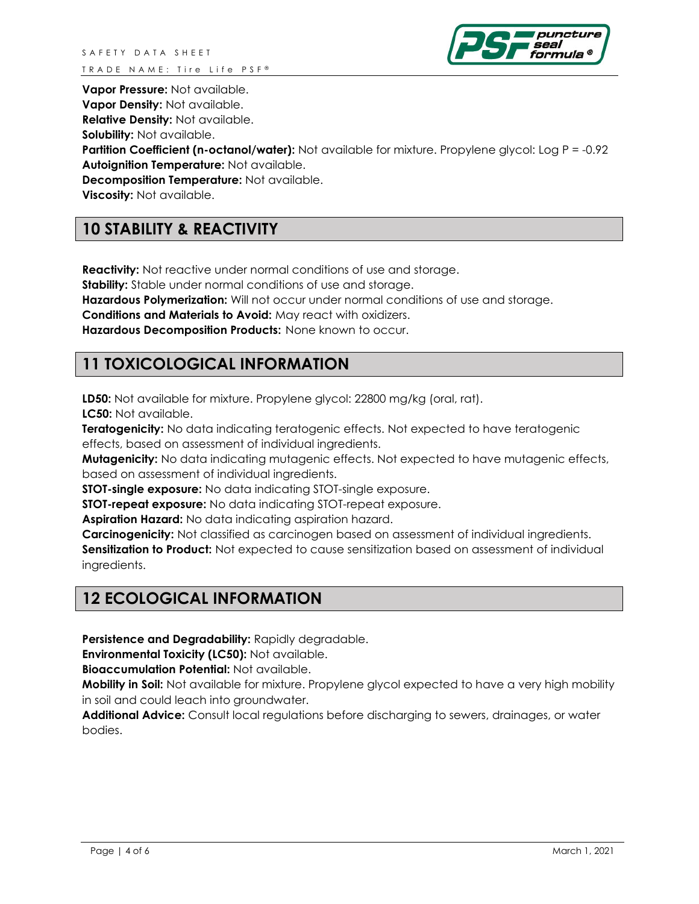**Vapor Pressure:** Not available.
**Vapor Density:** Not available.
**Relative Density:** Not available.
**Solubility:** Not available.
**Partition Coefficient (n-octanol/water):** Not available for mixture. Propylene glycol: Log P = -0.92
**Autoignition Temperature:** Not available.
**Decomposition Temperature:** Not available.
**Viscosity:** Not available.

## 10 STABILITY & REACTIVITY

**Reactivity:** Not reactive under normal conditions of use and storage.
**Stability:** Stable under normal conditions of use and storage.
**Hazardous Polymerization:** Will not occur under normal conditions of use and storage.
**Conditions and Materials to Avoid:** May react with oxidizers.
**Hazardous Decomposition Products:** None known to occur.

## 11 TOXICOLOGICAL INFORMATION

**LD50:** Not available for mixture. Propylene glycol: 22800 mg/kg (oral, rat).
**LC50:** Not available.
**Teratogenicity:** No data indicating teratogenic effects. Not expected to have teratogenic effects, based on assessment of individual ingredients.
**Mutagenicity:** No data indicating mutagenic effects. Not expected to have mutagenic effects, based on assessment of individual ingredients.
**STOT-single exposure:** No data indicating STOT-single exposure.
**STOT-repeat exposure:** No data indicating STOT-repeat exposure.
**Aspiration Hazard:** No data indicating aspiration hazard.
**Carcinogenicity:** Not classified as carcinogen based on assessment of individual ingredients.
**Sensitization to Product:** Not expected to cause sensitization based on assessment of individual ingredients.

## 12 ECOLOGICAL INFORMATION

**Persistence and Degradability:** Rapidly degradable.
**Environmental Toxicity (LC50):** Not available.
**Bioaccumulation Potential:** Not available.
**Mobility in Soil:** Not available for mixture. Propylene glycol expected to have a very high mobility in soil and could leach into groundwater.
**Additional Advice:** Consult local regulations before discharging to sewers, drainages, or water bodies.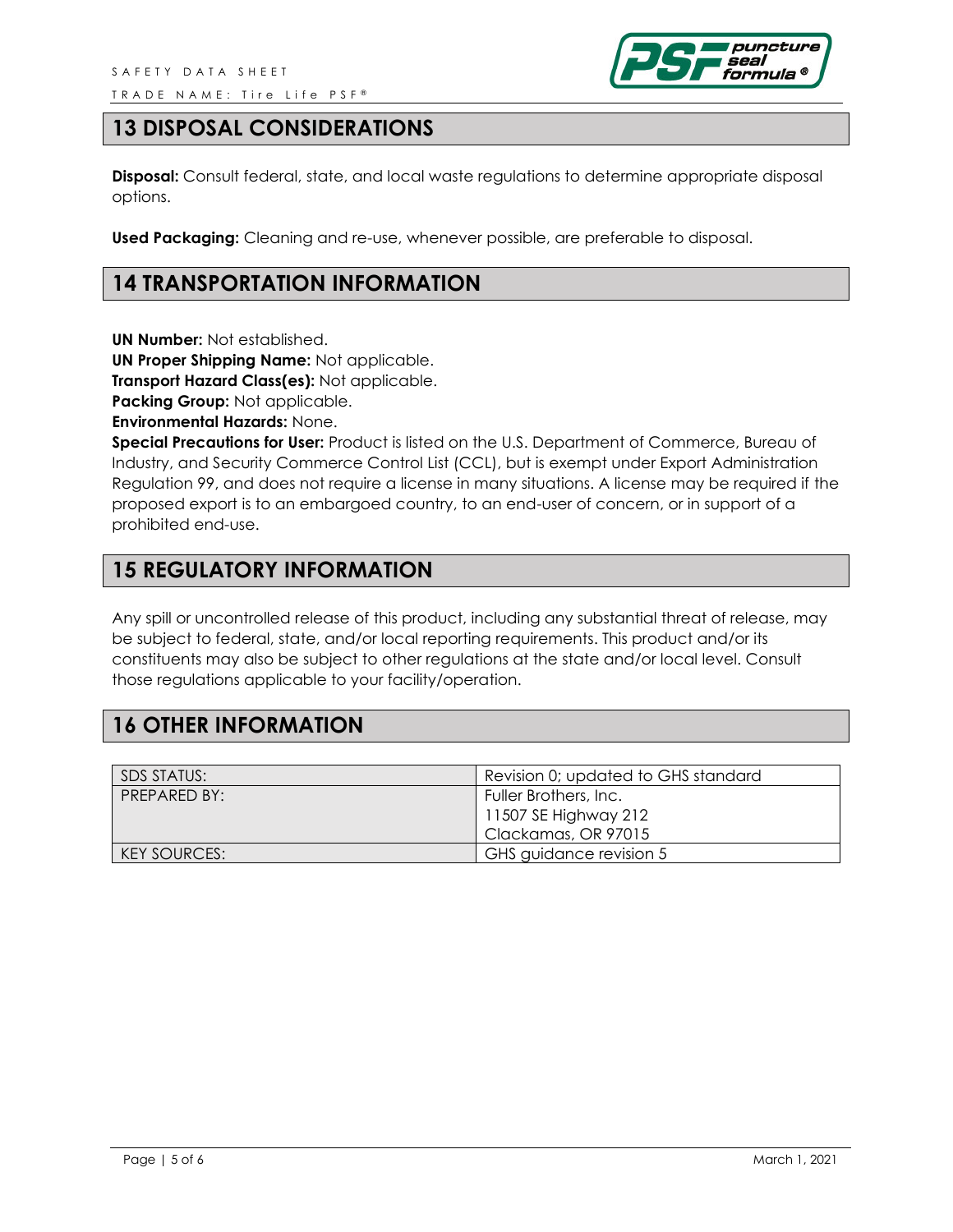## 13 DISPOSAL CONSIDERATIONS

**Disposal:** Consult federal, state, and local waste regulations to determine appropriate disposal options.

**Used Packaging:** Cleaning and re-use, whenever possible, are preferable to disposal.

## 14 TRANSPORTATION INFORMATION

**UN Number:** Not established.
**UN Proper Shipping Name:** Not applicable.
**Transport Hazard Class(es):** Not applicable.
**Packing Group:** Not applicable.
**Environmental Hazards:** None.
**Special Precautions for User:** Product is listed on the U.S. Department of Commerce, Bureau of Industry, and Security Commerce Control List (CCL), but is exempt under Export Administration Regulation 99, and does not require a license in many situations. A license may be required if the proposed export is to an embargoed country, to an end-user of concern, or in support of a prohibited end-use.

## 15 REGULATORY INFORMATION

Any spill or uncontrolled release of this product, including any substantial threat of release, may be subject to federal, state, and/or local reporting requirements. This product and/or its constituents may also be subject to other regulations at the state and/or local level. Consult those regulations applicable to your facility/operation.

## 16 OTHER INFORMATION

| | |
|---|---|
| SDS STATUS: | Revision 0; updated to GHS standard |
| PREPARED BY: | Fuller Brothers, Inc.<br>11507 SE Highway 212<br>Clackamas, OR 97015 |
| KEY SOURCES: | GHS guidance revision 5 |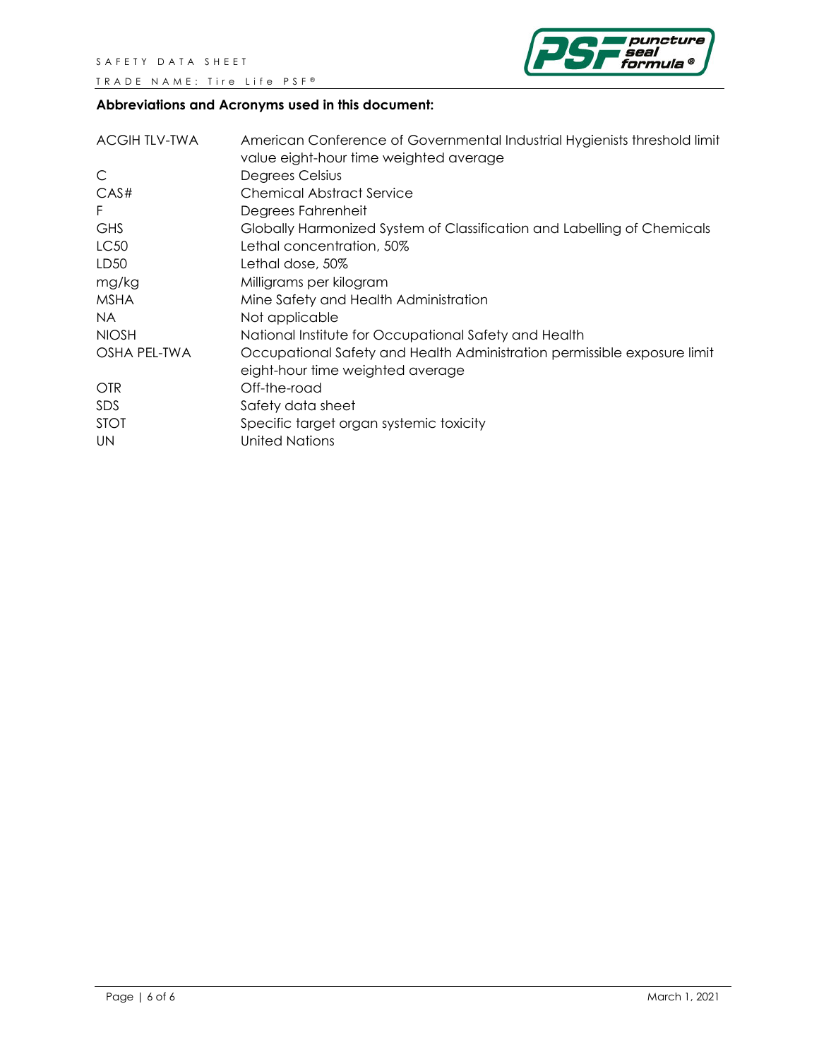**Abbreviations and Acronyms used in this document:**

| | |
|---|---|
| ACGIH TLV-TWA | American Conference of Governmental Industrial Hygienists threshold limit value eight-hour time weighted average |
| C | Degrees Celsius |
| CAS# | Chemical Abstract Service |
| F | Degrees Fahrenheit |
| GHS | Globally Harmonized System of Classification and Labelling of Chemicals |
| LC50 | Lethal concentration, 50% |
| LD50 | Lethal dose, 50% |
| mg/kg | Milligrams per kilogram |
| MSHA | Mine Safety and Health Administration |
| NA | Not applicable |
| NIOSH | National Institute for Occupational Safety and Health |
| OSHA PEL-TWA | Occupational Safety and Health Administration permissible exposure limit eight-hour time weighted average |
| OTR | Off-the-road |
| SDS | Safety data sheet |
| STOT | Specific target organ systemic toxicity |
| UN | United Nations |